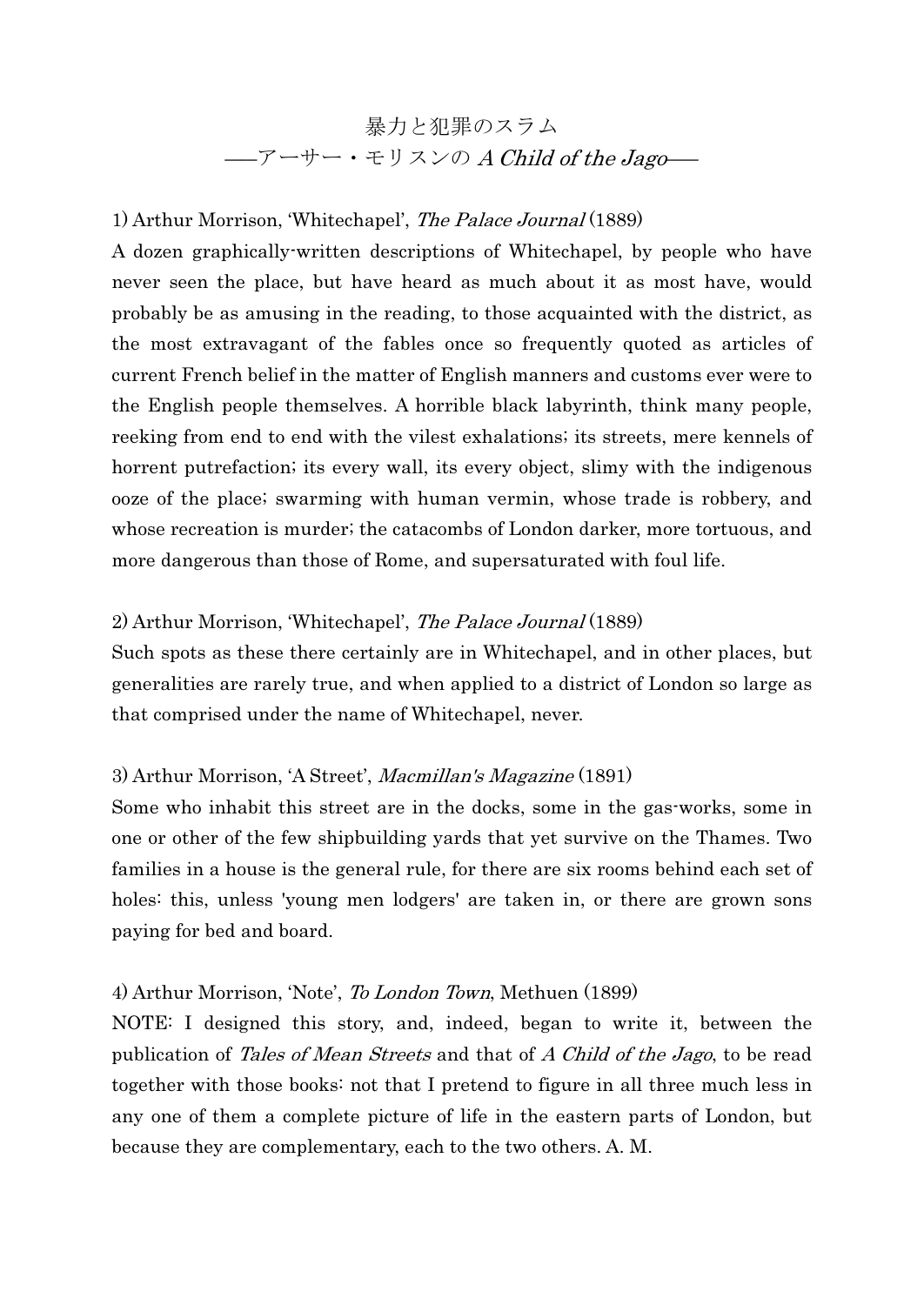# 暴力と犯罪のスラム
## ――アーサー・モリスンの *A Child of the Jago*――

1) Arthur Morrison, 'Whitechapel', *The Palace Journal* (1889)

A dozen graphically-written descriptions of Whitechapel, by people who have never seen the place, but have heard as much about it as most have, would probably be as amusing in the reading, to those acquainted with the district, as the most extravagant of the fables once so frequently quoted as articles of current French belief in the matter of English manners and customs ever were to the English people themselves. A horrible black labyrinth, think many people, reeking from end to end with the vilest exhalations; its streets, mere kennels of horrent putrefaction; its every wall, its every object, slimy with the indigenous ooze of the place; swarming with human vermin, whose trade is robbery, and whose recreation is murder; the catacombs of London darker, more tortuous, and more dangerous than those of Rome, and supersaturated with foul life.

2) Arthur Morrison, 'Whitechapel', *The Palace Journal* (1889)

Such spots as these there certainly are in Whitechapel, and in other places, but generalities are rarely true, and when applied to a district of London so large as that comprised under the name of Whitechapel, never.

3) Arthur Morrison, 'A Street', *Macmillan's Magazine* (1891)

Some who inhabit this street are in the docks, some in the gas-works, some in one or other of the few shipbuilding yards that yet survive on the Thames. Two families in a house is the general rule, for there are six rooms behind each set of holes: this, unless 'young men lodgers' are taken in, or there are grown sons paying for bed and board.

4) Arthur Morrison, 'Note', *To London Town*, Methuen (1899)

NOTE: I designed this story, and, indeed, began to write it, between the publication of *Tales of Mean Streets* and that of *A Child of the Jago*, to be read together with those books: not that I pretend to figure in all three much less in any one of them a complete picture of life in the eastern parts of London, but because they are complementary, each to the two others. A. M.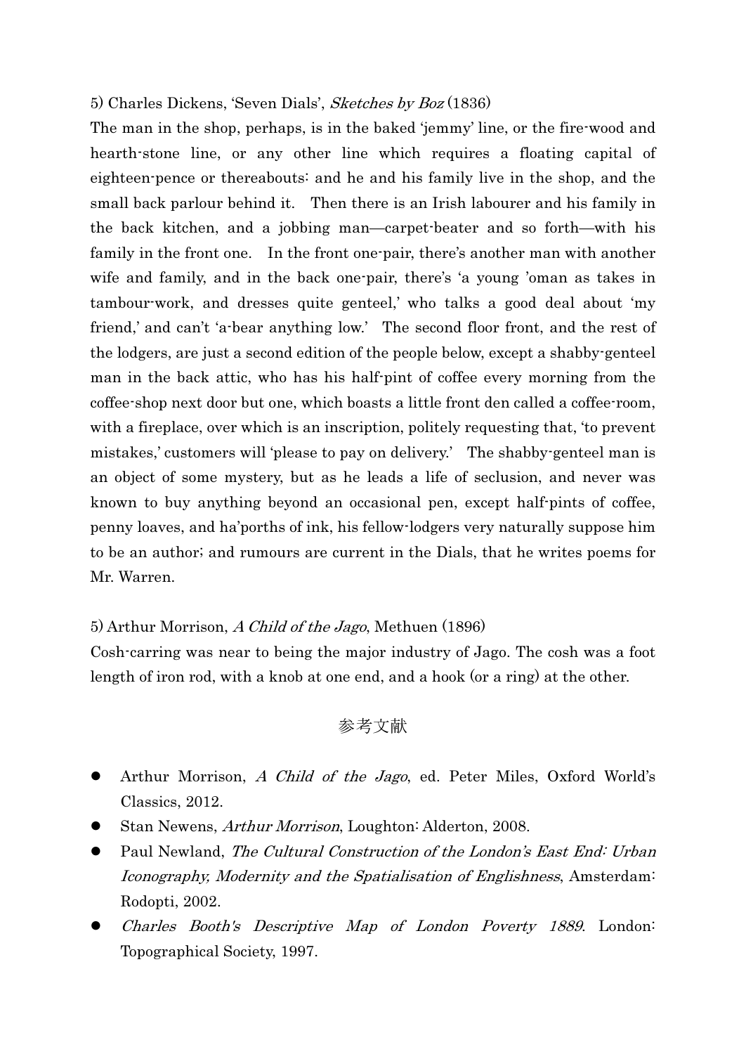5) Charles Dickens, 'Seven Dials', *Sketches by Boz* (1836)

The man in the shop, perhaps, is in the baked 'jemmy' line, or the fire-wood and hearth-stone line, or any other line which requires a floating capital of eighteen-pence or thereabouts: and he and his family live in the shop, and the small back parlour behind it. Then there is an Irish labourer and his family in the back kitchen, and a jobbing man—carpet-beater and so forth—with his family in the front one. In the front one-pair, there's another man with another wife and family, and in the back one-pair, there's 'a young 'oman as takes in tambour-work, and dresses quite genteel,' who talks a good deal about 'my friend,' and can't 'a-bear anything low.' The second floor front, and the rest of the lodgers, are just a second edition of the people below, except a shabby-genteel man in the back attic, who has his half-pint of coffee every morning from the coffee-shop next door but one, which boasts a little front den called a coffee-room, with a fireplace, over which is an inscription, politely requesting that, 'to prevent mistakes,' customers will 'please to pay on delivery.' The shabby-genteel man is an object of some mystery, but as he leads a life of seclusion, and never was known to buy anything beyond an occasional pen, except half-pints of coffee, penny loaves, and ha'porths of ink, his fellow-lodgers very naturally suppose him to be an author; and rumours are current in the Dials, that he writes poems for Mr. Warren.

5) Arthur Morrison, *A Child of the Jago*, Methuen (1896)

Cosh-carring was near to being the major industry of Jago. The cosh was a foot length of iron rod, with a knob at one end, and a hook (or a ring) at the other.

## 参考文献

- Arthur Morrison, *A Child of the Jago*, ed. Peter Miles, Oxford World's Classics, 2012.
- Stan Newens, *Arthur Morrison*, Loughton: Alderton, 2008.
- Paul Newland, *The Cultural Construction of the London's East End: Urban Iconography, Modernity and the Spatialisation of Englishness*, Amsterdam: Rodopti, 2002.
- *Charles Booth's Descriptive Map of London Poverty 1889*. London: Topographical Society, 1997.